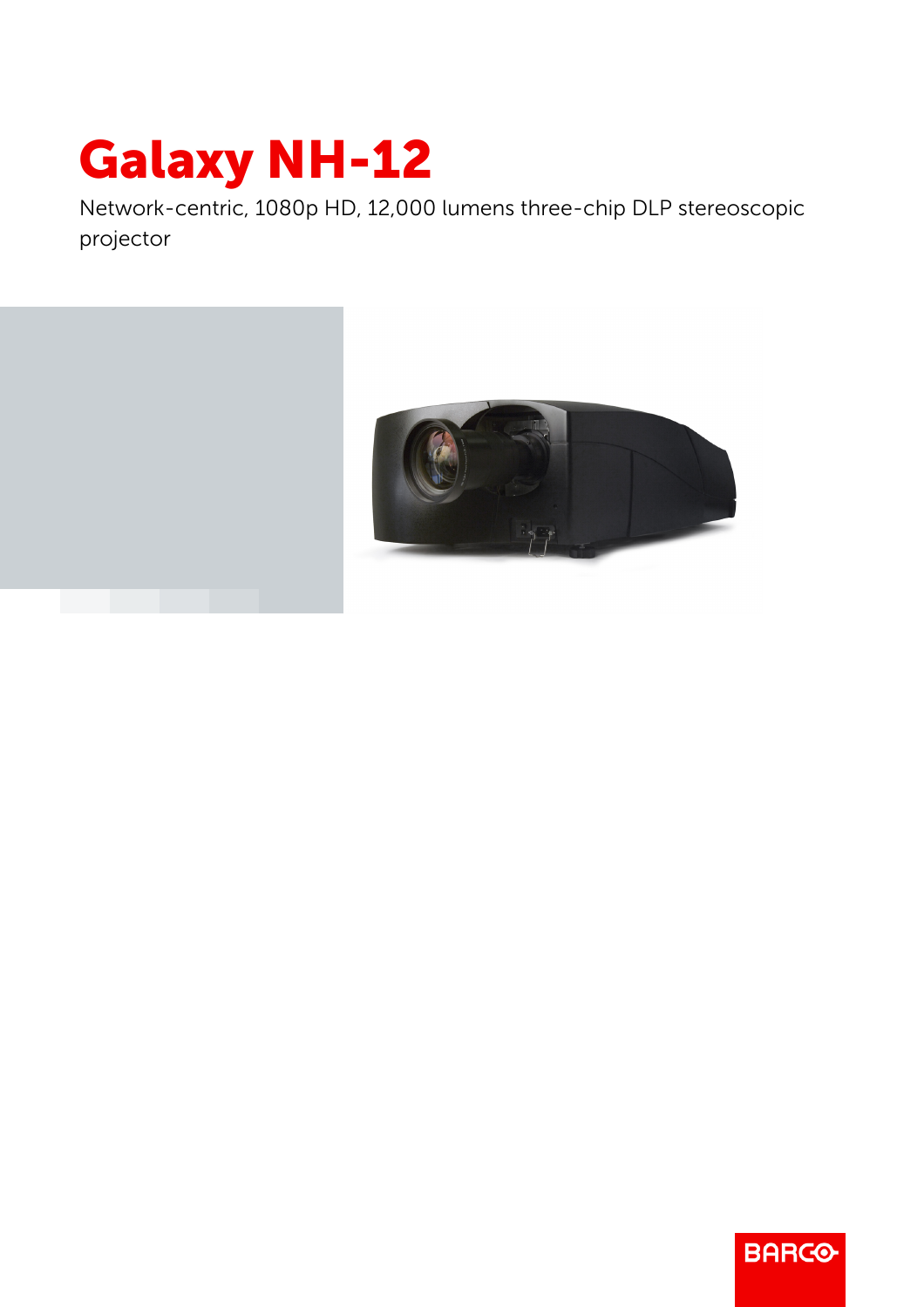# Galaxy NH-12

Network-centric, 1080p HD, 12,000 lumens three-chip DLP stereoscopic projector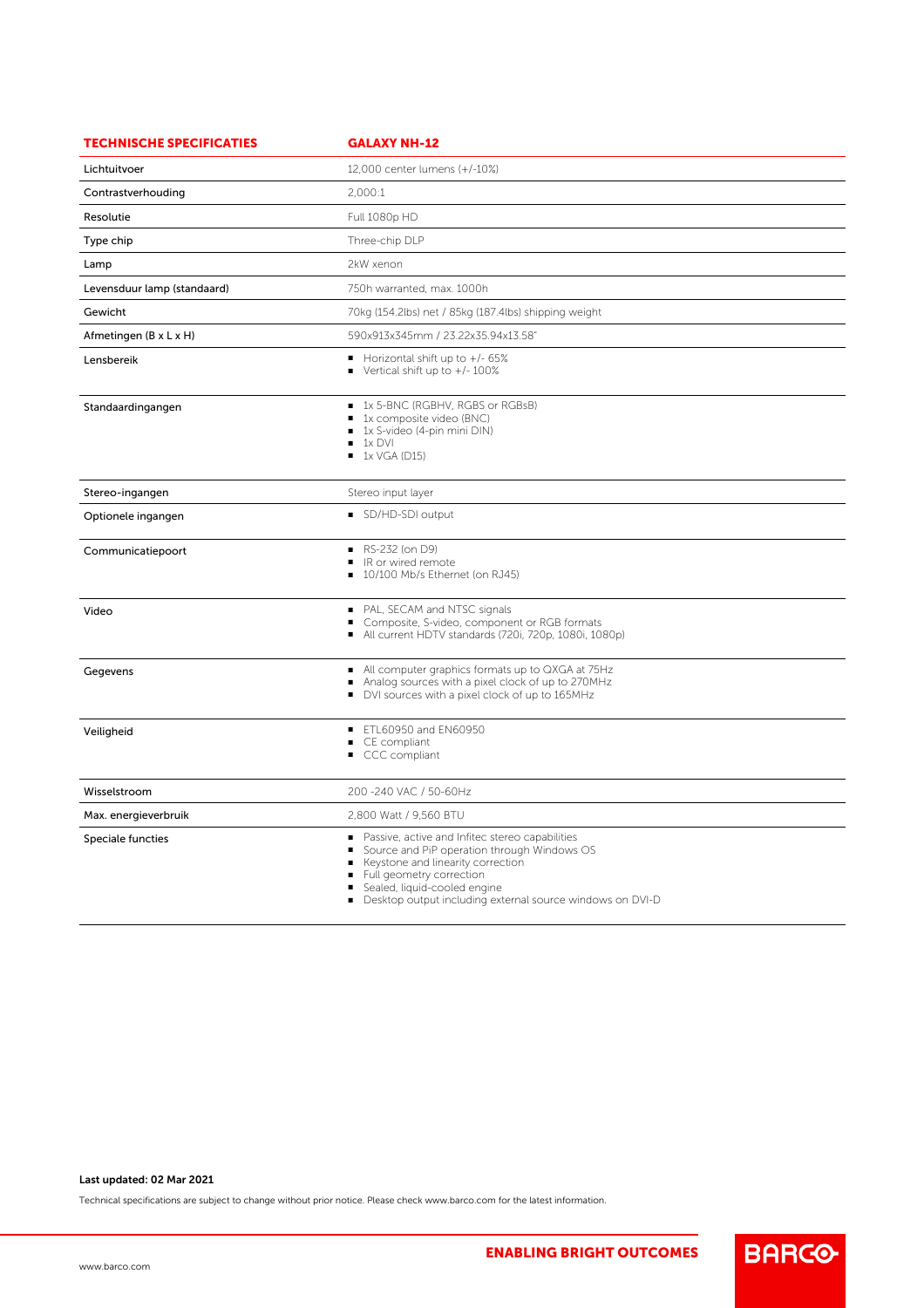| TECHNISCHE SPECIFICATIES | GALAXY NH-12 |
|---|---|
| Lichtuitvoer | 12,000 center lumens (+/-10%) |
| Contrastverhouding | 2,000:1 |
| Resolutie | Full 1080p HD |
| Type chip | Three-chip DLP |
| Lamp | 2kW xenon |
| Levensduur lamp (standaard) | 750h warranted, max. 1000h |
| Gewicht | 70kg (154.2lbs) net / 85kg (187.4lbs) shipping weight |
| Afmetingen (B x L x H) | 590x913x345mm / 23.22x35.94x13.58" |
| Lensbereik | ▪ Horizontal shift up to +/- 65%<br>▪ Vertical shift up to +/- 100% |
| Standaardingangen | ▪ 1x 5-BNC (RGBHV, RGBS or RGBsB)<br>▪ 1x composite video (BNC)<br>▪ 1x S-video (4-pin mini DIN)<br>▪ 1x DVI<br>▪ 1x VGA (D15) |
| Stereo-ingangen | Stereo input layer |
| Optionele ingangen | ▪ SD/HD-SDI output |
| Communicatiepoort | ▪ RS-232 (on D9)<br>▪ IR or wired remote<br>▪ 10/100 Mb/s Ethernet (on RJ45) |
| Video | ▪ PAL, SECAM and NTSC signals<br>▪ Composite, S-video, component or RGB formats<br>▪ All current HDTV standards (720i, 720p, 1080i, 1080p) |
| Gegevens | ▪ All computer graphics formats up to QXGA at 75Hz<br>▪ Analog sources with a pixel clock of up to 270MHz<br>▪ DVI sources with a pixel clock of up to 165MHz |
| Veiligheid | ▪ ETL60950 and EN60950<br>▪ CE compliant<br>▪ CCC compliant |
| Wisselstroom | 200 -240 VAC / 50-60Hz |
| Max. energieverbruik | 2,800 Watt / 9,560 BTU |
| Speciale functies | ▪ Passive, active and Infitec stereo capabilities<br>▪ Source and PiP operation through Windows OS<br>▪ Keystone and linearity correction<br>▪ Full geometry correction<br>▪ Sealed, liquid-cooled engine<br>▪ Desktop output including external source windows on DVI-D |

**Last updated: 02 Mar 2021**

Technical specifications are subject to change without prior notice. Please check www.barco.com for the latest information.

**ENABLING BRIGHT OUTCOMES**

BARCO

www.barco.com